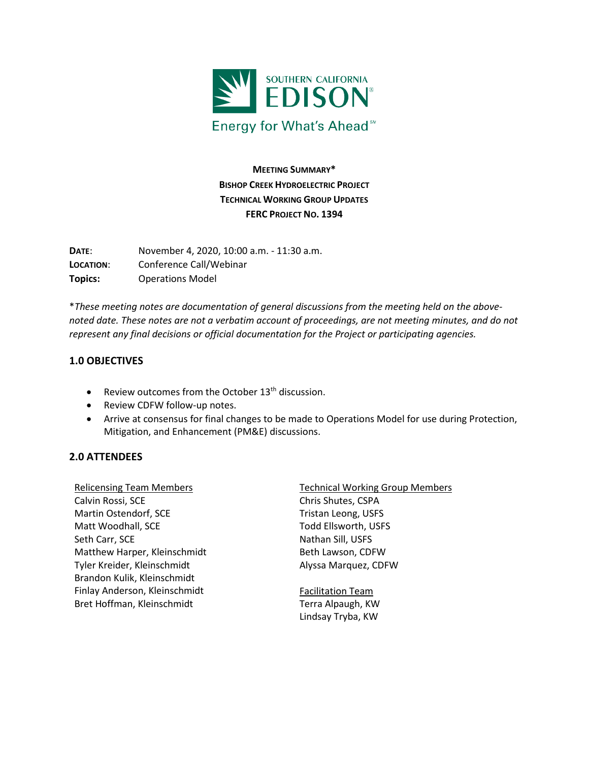**MEETING SUMMARY***
**BISHOP CREEK HYDROELECTRIC PROJECT**
**TECHNICAL WORKING GROUP UPDATES**
**FERC PROJECT NO. 1394**

**DATE**: November 4, 2020, 10:00 a.m. - 11:30 a.m.
**LOCATION**: Conference Call/Webinar
**Topics:** Operations Model

**These meeting notes are documentation of general discussions from the meeting held on the above-noted date. These notes are not a verbatim account of proceedings, are not meeting minutes, and do not represent any final decisions or official documentation for the Project or participating agencies.*

## 1.0 OBJECTIVES

- Review outcomes from the October 13th discussion.
- Review CDFW follow-up notes.
- Arrive at consensus for final changes to be made to Operations Model for use during Protection, Mitigation, and Enhancement (PM&E) discussions.

## 2.0 ATTENDEES

Relicensing Team Members
Calvin Rossi, SCE
Martin Ostendorf, SCE
Matt Woodhall, SCE
Seth Carr, SCE
Matthew Harper, Kleinschmidt
Tyler Kreider, Kleinschmidt
Brandon Kulik, Kleinschmidt
Finlay Anderson, Kleinschmidt
Bret Hoffman, Kleinschmidt

Technical Working Group Members
Chris Shutes, CSPA
Tristan Leong, USFS
Todd Ellsworth, USFS
Nathan Sill, USFS
Beth Lawson, CDFW
Alyssa Marquez, CDFW

Facilitation Team
Terra Alpaugh, KW
Lindsay Tryba, KW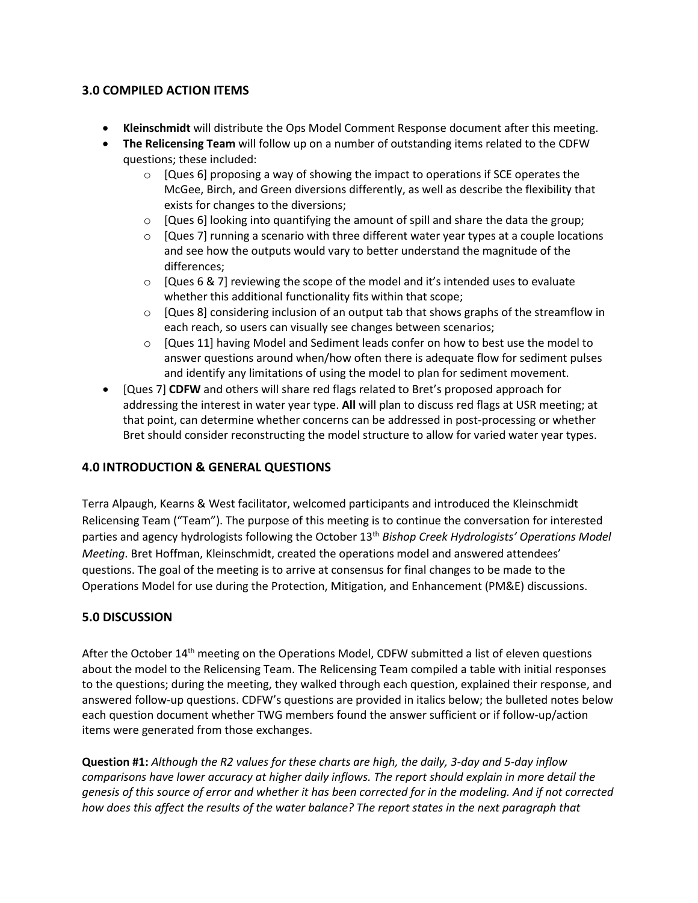## 3.0 COMPILED ACTION ITEMS

- **Kleinschmidt** will distribute the Ops Model Comment Response document after this meeting.
- **The Relicensing Team** will follow up on a number of outstanding items related to the CDFW questions; these included:
  - [Ques 6] proposing a way of showing the impact to operations if SCE operates the McGee, Birch, and Green diversions differently, as well as describe the flexibility that exists for changes to the diversions;
  - [Ques 6] looking into quantifying the amount of spill and share the data the group;
  - [Ques 7] running a scenario with three different water year types at a couple locations and see how the outputs would vary to better understand the magnitude of the differences;
  - [Ques 6 & 7] reviewing the scope of the model and it's intended uses to evaluate whether this additional functionality fits within that scope;
  - [Ques 8] considering inclusion of an output tab that shows graphs of the streamflow in each reach, so users can visually see changes between scenarios;
  - [Ques 11] having Model and Sediment leads confer on how to best use the model to answer questions around when/how often there is adequate flow for sediment pulses and identify any limitations of using the model to plan for sediment movement.
- [Ques 7] **CDFW** and others will share red flags related to Bret's proposed approach for addressing the interest in water year type. **All** will plan to discuss red flags at USR meeting; at that point, can determine whether concerns can be addressed in post-processing or whether Bret should consider reconstructing the model structure to allow for varied water year types.

## 4.0 INTRODUCTION & GENERAL QUESTIONS

Terra Alpaugh, Kearns & West facilitator, welcomed participants and introduced the Kleinschmidt Relicensing Team ("Team"). The purpose of this meeting is to continue the conversation for interested parties and agency hydrologists following the October 13th *Bishop Creek Hydrologists' Operations Model Meeting*. Bret Hoffman, Kleinschmidt, created the operations model and answered attendees' questions. The goal of the meeting is to arrive at consensus for final changes to be made to the Operations Model for use during the Protection, Mitigation, and Enhancement (PM&E) discussions.

## 5.0 DISCUSSION

After the October 14th meeting on the Operations Model, CDFW submitted a list of eleven questions about the model to the Relicensing Team. The Relicensing Team compiled a table with initial responses to the questions; during the meeting, they walked through each question, explained their response, and answered follow-up questions. CDFW's questions are provided in italics below; the bulleted notes below each question document whether TWG members found the answer sufficient or if follow-up/action items were generated from those exchanges.

**Question #1:** *Although the R2 values for these charts are high, the daily, 3-day and 5-day inflow comparisons have lower accuracy at higher daily inflows. The report should explain in more detail the genesis of this source of error and whether it has been corrected for in the modeling. And if not corrected how does this affect the results of the water balance? The report states in the next paragraph that*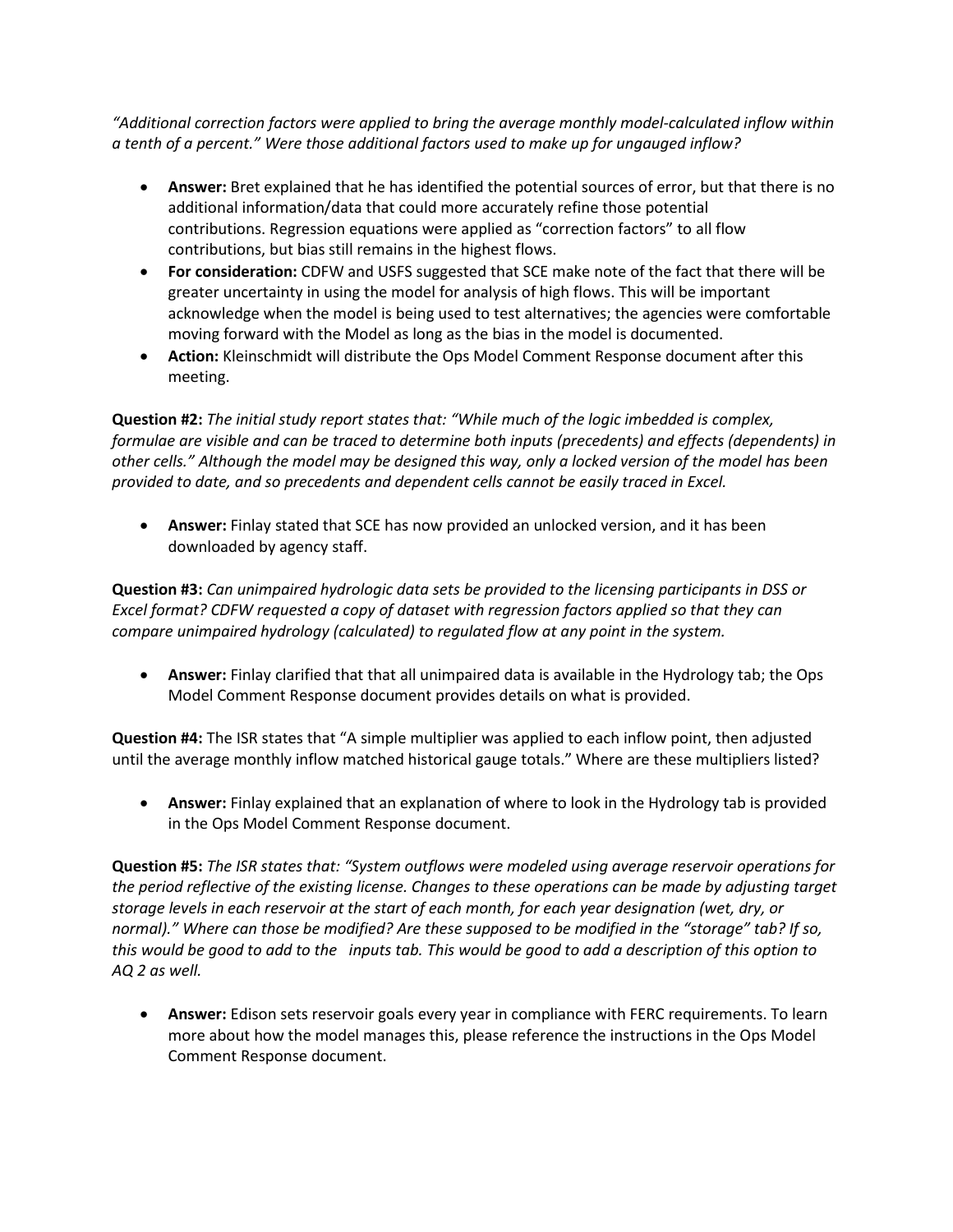*"Additional correction factors were applied to bring the average monthly model-calculated inflow within a tenth of a percent." Were those additional factors used to make up for ungauged inflow?*

- **Answer:** Bret explained that he has identified the potential sources of error, but that there is no additional information/data that could more accurately refine those potential contributions. Regression equations were applied as "correction factors" to all flow contributions, but bias still remains in the highest flows.
- **For consideration:** CDFW and USFS suggested that SCE make note of the fact that there will be greater uncertainty in using the model for analysis of high flows. This will be important acknowledge when the model is being used to test alternatives; the agencies were comfortable moving forward with the Model as long as the bias in the model is documented.
- **Action:** Kleinschmidt will distribute the Ops Model Comment Response document after this meeting.

**Question #2:** *The initial study report states that: "While much of the logic imbedded is complex, formulae are visible and can be traced to determine both inputs (precedents) and effects (dependents) in other cells." Although the model may be designed this way, only a locked version of the model has been provided to date, and so precedents and dependent cells cannot be easily traced in Excel.*

- **Answer:** Finlay stated that SCE has now provided an unlocked version, and it has been downloaded by agency staff.

**Question #3:** *Can unimpaired hydrologic data sets be provided to the licensing participants in DSS or Excel format? CDFW requested a copy of dataset with regression factors applied so that they can compare unimpaired hydrology (calculated) to regulated flow at any point in the system.*

- **Answer:** Finlay clarified that that all unimpaired data is available in the Hydrology tab; the Ops Model Comment Response document provides details on what is provided.

**Question #4:** The ISR states that "A simple multiplier was applied to each inflow point, then adjusted until the average monthly inflow matched historical gauge totals." Where are these multipliers listed?

- **Answer:** Finlay explained that an explanation of where to look in the Hydrology tab is provided in the Ops Model Comment Response document.

**Question #5:** *The ISR states that: "System outflows were modeled using average reservoir operations for the period reflective of the existing license. Changes to these operations can be made by adjusting target storage levels in each reservoir at the start of each month, for each year designation (wet, dry, or normal)." Where can those be modified? Are these supposed to be modified in the "storage" tab? If so, this would be good to add to the inputs tab. This would be good to add a description of this option to AQ 2 as well.*

- **Answer:** Edison sets reservoir goals every year in compliance with FERC requirements. To learn more about how the model manages this, please reference the instructions in the Ops Model Comment Response document.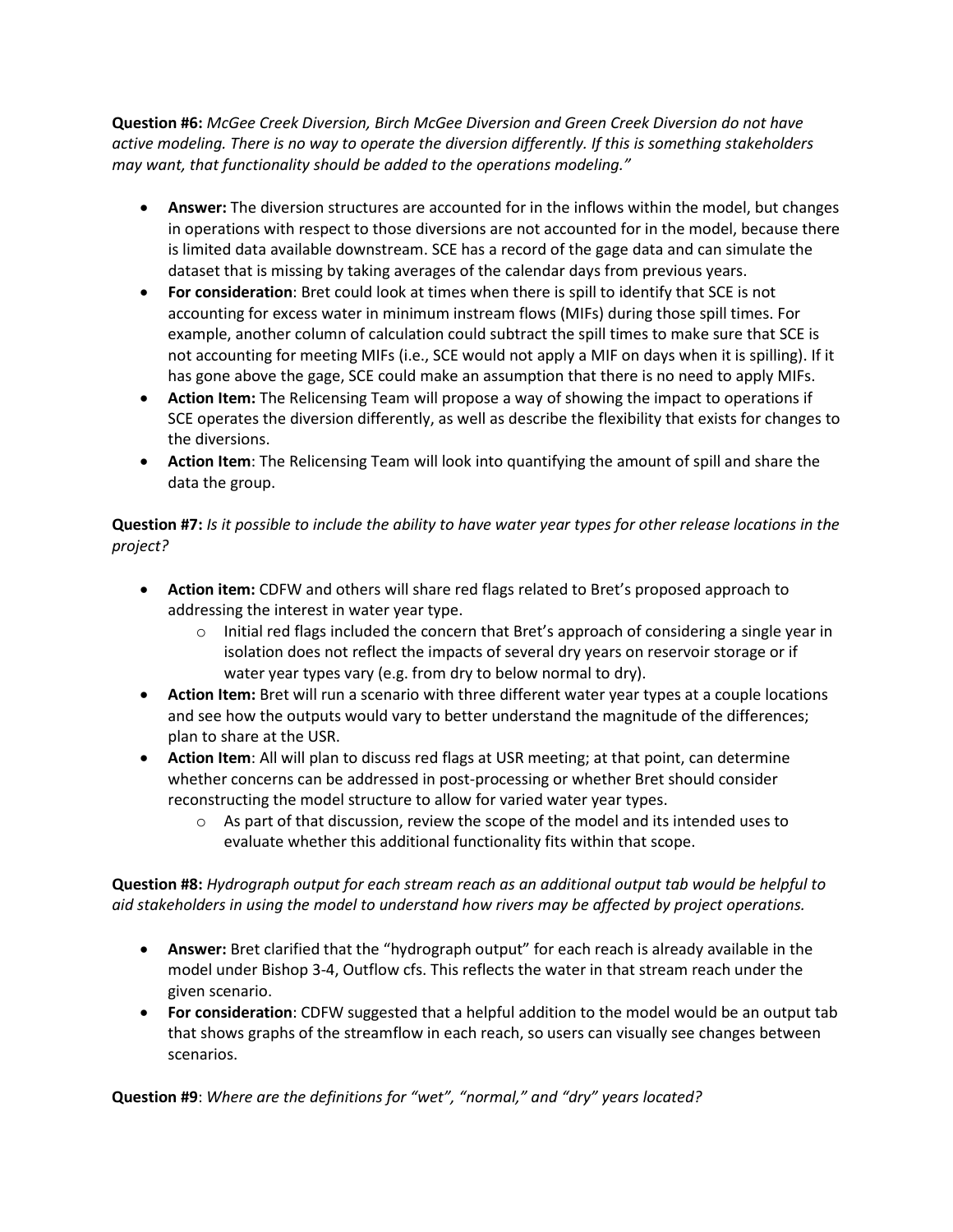**Question #6:** *McGee Creek Diversion, Birch McGee Diversion and Green Creek Diversion do not have active modeling. There is no way to operate the diversion differently. If this is something stakeholders may want, that functionality should be added to the operations modeling."*

- **Answer:** The diversion structures are accounted for in the inflows within the model, but changes in operations with respect to those diversions are not accounted for in the model, because there is limited data available downstream. SCE has a record of the gage data and can simulate the dataset that is missing by taking averages of the calendar days from previous years.
- **For consideration**: Bret could look at times when there is spill to identify that SCE is not accounting for excess water in minimum instream flows (MIFs) during those spill times. For example, another column of calculation could subtract the spill times to make sure that SCE is not accounting for meeting MIFs (i.e., SCE would not apply a MIF on days when it is spilling). If it has gone above the gage, SCE could make an assumption that there is no need to apply MIFs.
- **Action Item:** The Relicensing Team will propose a way of showing the impact to operations if SCE operates the diversion differently, as well as describe the flexibility that exists for changes to the diversions.
- **Action Item**: The Relicensing Team will look into quantifying the amount of spill and share the data the group.

**Question #7:** *Is it possible to include the ability to have water year types for other release locations in the project?*

- **Action item:** CDFW and others will share red flags related to Bret's proposed approach to addressing the interest in water year type.
  - Initial red flags included the concern that Bret's approach of considering a single year in isolation does not reflect the impacts of several dry years on reservoir storage or if water year types vary (e.g. from dry to below normal to dry).
- **Action Item:** Bret will run a scenario with three different water year types at a couple locations and see how the outputs would vary to better understand the magnitude of the differences; plan to share at the USR.
- **Action Item**: All will plan to discuss red flags at USR meeting; at that point, can determine whether concerns can be addressed in post-processing or whether Bret should consider reconstructing the model structure to allow for varied water year types.
  - As part of that discussion, review the scope of the model and its intended uses to evaluate whether this additional functionality fits within that scope.

**Question #8:** *Hydrograph output for each stream reach as an additional output tab would be helpful to aid stakeholders in using the model to understand how rivers may be affected by project operations.*

- **Answer:** Bret clarified that the "hydrograph output" for each reach is already available in the model under Bishop 3-4, Outflow cfs. This reflects the water in that stream reach under the given scenario.
- **For consideration**: CDFW suggested that a helpful addition to the model would be an output tab that shows graphs of the streamflow in each reach, so users can visually see changes between scenarios.

**Question #9**: *Where are the definitions for "wet", "normal," and "dry" years located?*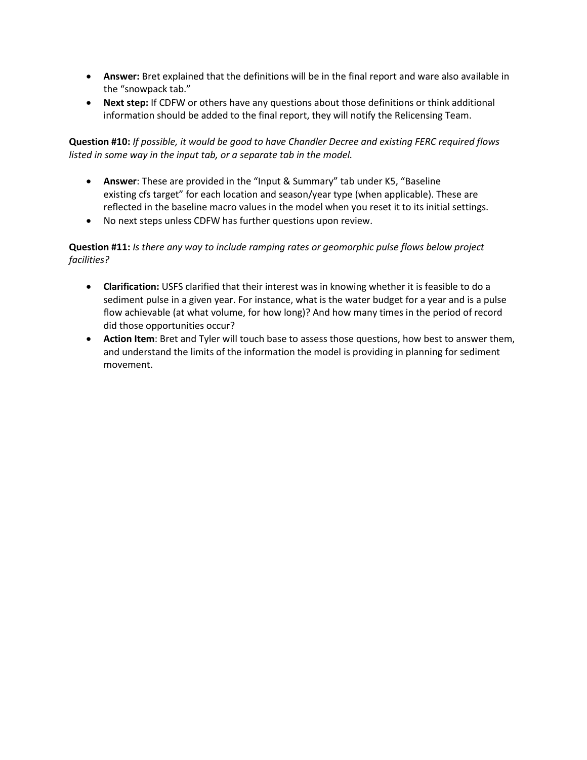- **Answer:** Bret explained that the definitions will be in the final report and ware also available in the "snowpack tab."
- **Next step:** If CDFW or others have any questions about those definitions or think additional information should be added to the final report, they will notify the Relicensing Team.

**Question #10:** *If possible, it would be good to have Chandler Decree and existing FERC required flows listed in some way in the input tab, or a separate tab in the model.*

- **Answer**: These are provided in the "Input & Summary" tab under K5, "Baseline existing cfs target" for each location and season/year type (when applicable). These are reflected in the baseline macro values in the model when you reset it to its initial settings.
- No next steps unless CDFW has further questions upon review.

**Question #11:** *Is there any way to include ramping rates or geomorphic pulse flows below project facilities?*

- **Clarification:** USFS clarified that their interest was in knowing whether it is feasible to do a sediment pulse in a given year. For instance, what is the water budget for a year and is a pulse flow achievable (at what volume, for how long)? And how many times in the period of record did those opportunities occur?
- **Action Item**: Bret and Tyler will touch base to assess those questions, how best to answer them, and understand the limits of the information the model is providing in planning for sediment movement.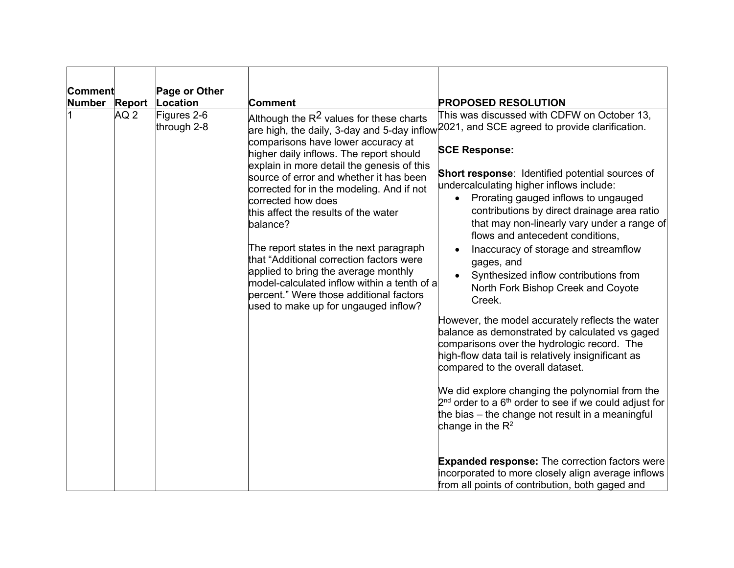| Comment Number | Report | Page or Other Location | Comment | PROPOSED RESOLUTION |
|---|---|---|---|---|
| 1 | AQ 2 | Figures 2-6 through 2-8 | Although the $R^2$ values for these charts are high, the daily, 3-day and 5-day inflow comparisons have lower accuracy at higher daily inflows. The report should explain in more detail the genesis of this source of error and whether it has been corrected for in the modeling. And if not corrected how does this affect the results of the water balance?<br><br>The report states in the next paragraph that "Additional correction factors were applied to bring the average monthly model-calculated inflow within a tenth of a percent." Were those additional factors used to make up for ungauged inflow? | This was discussed with CDFW on October 13, 2021, and SCE agreed to provide clarification.<br><br>**SCE Response:**<br><br>**Short response**: Identified potential sources of undercalculating higher inflows include:<br>• Prorating gauged inflows to ungauged contributions by direct drainage area ratio that may non-linearly vary under a range of flows and antecedent conditions,<br>• Inaccuracy of storage and streamflow gages, and<br>• Synthesized inflow contributions from North Fork Bishop Creek and Coyote Creek.<br><br>However, the model accurately reflects the water balance as demonstrated by calculated vs gaged comparisons over the hydrologic record. The high-flow data tail is relatively insignificant as compared to the overall dataset.<br><br>We did explore changing the polynomial from the 2nd order to a 6th order to see if we could adjust for the bias – the change not result in a meaningful change in the $R^2$<br><br>**Expanded response:** The correction factors were incorporated to more closely align average inflows from all points of contribution, both gaged and |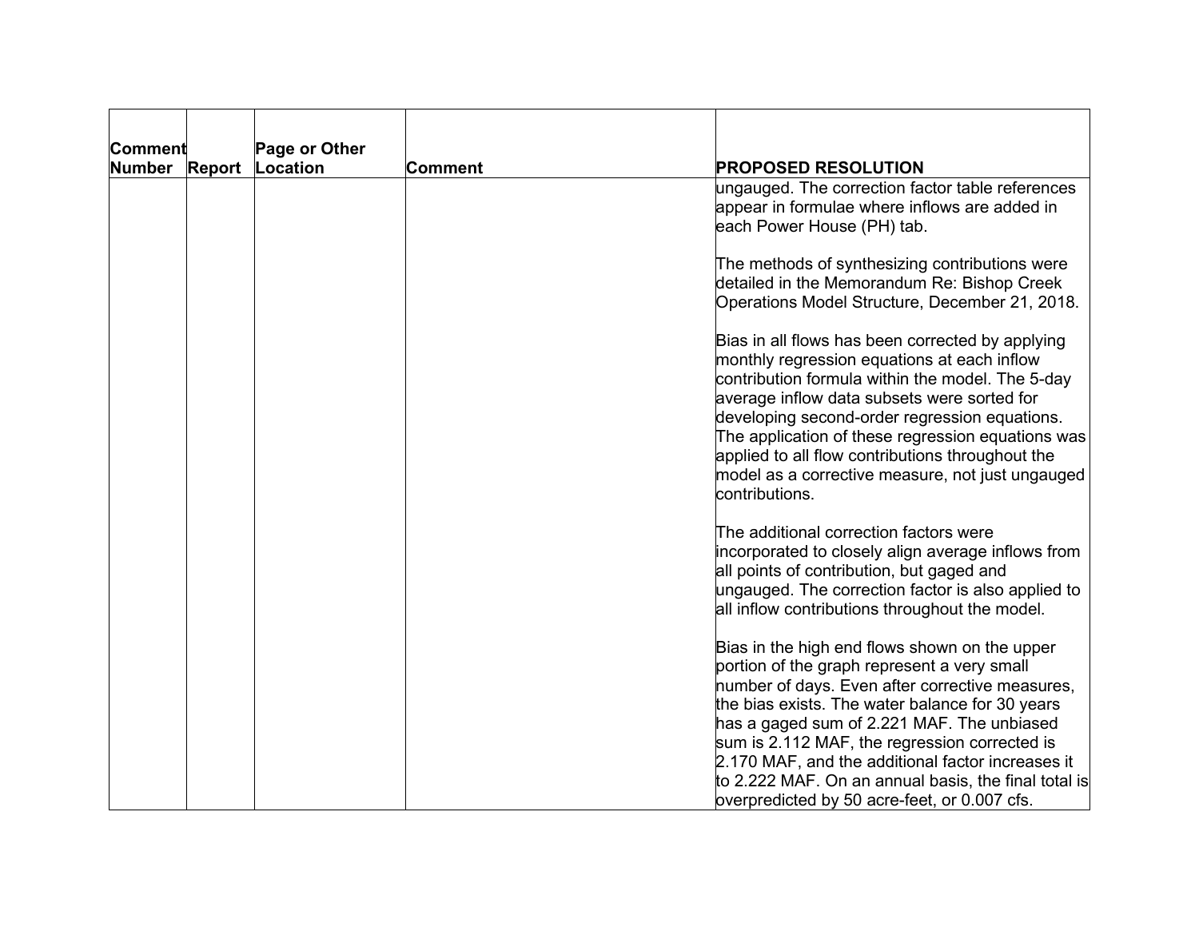| Comment Number | Report | Page or Other Location | Comment | PROPOSED RESOLUTION |
|---|---|---|---|---|
| | | | | ungauged. The correction factor table references appear in formulae where inflows are added in each Power House (PH) tab.<br><br>The methods of synthesizing contributions were detailed in the Memorandum Re: Bishop Creek Operations Model Structure, December 21, 2018.<br><br>Bias in all flows has been corrected by applying monthly regression equations at each inflow contribution formula within the model. The 5-day average inflow data subsets were sorted for developing second-order regression equations. The application of these regression equations was applied to all flow contributions throughout the model as a corrective measure, not just ungauged contributions.<br><br>The additional correction factors were incorporated to closely align average inflows from all points of contribution, but gaged and ungauged. The correction factor is also applied to all inflow contributions throughout the model.<br><br>Bias in the high end flows shown on the upper portion of the graph represent a very small number of days. Even after corrective measures, the bias exists. The water balance for 30 years has a gaged sum of 2.221 MAF. The unbiased sum is 2.112 MAF, the regression corrected is 2.170 MAF, and the additional factor increases it to 2.222 MAF. On an annual basis, the final total is overpredicted by 50 acre-feet, or 0.007 cfs. |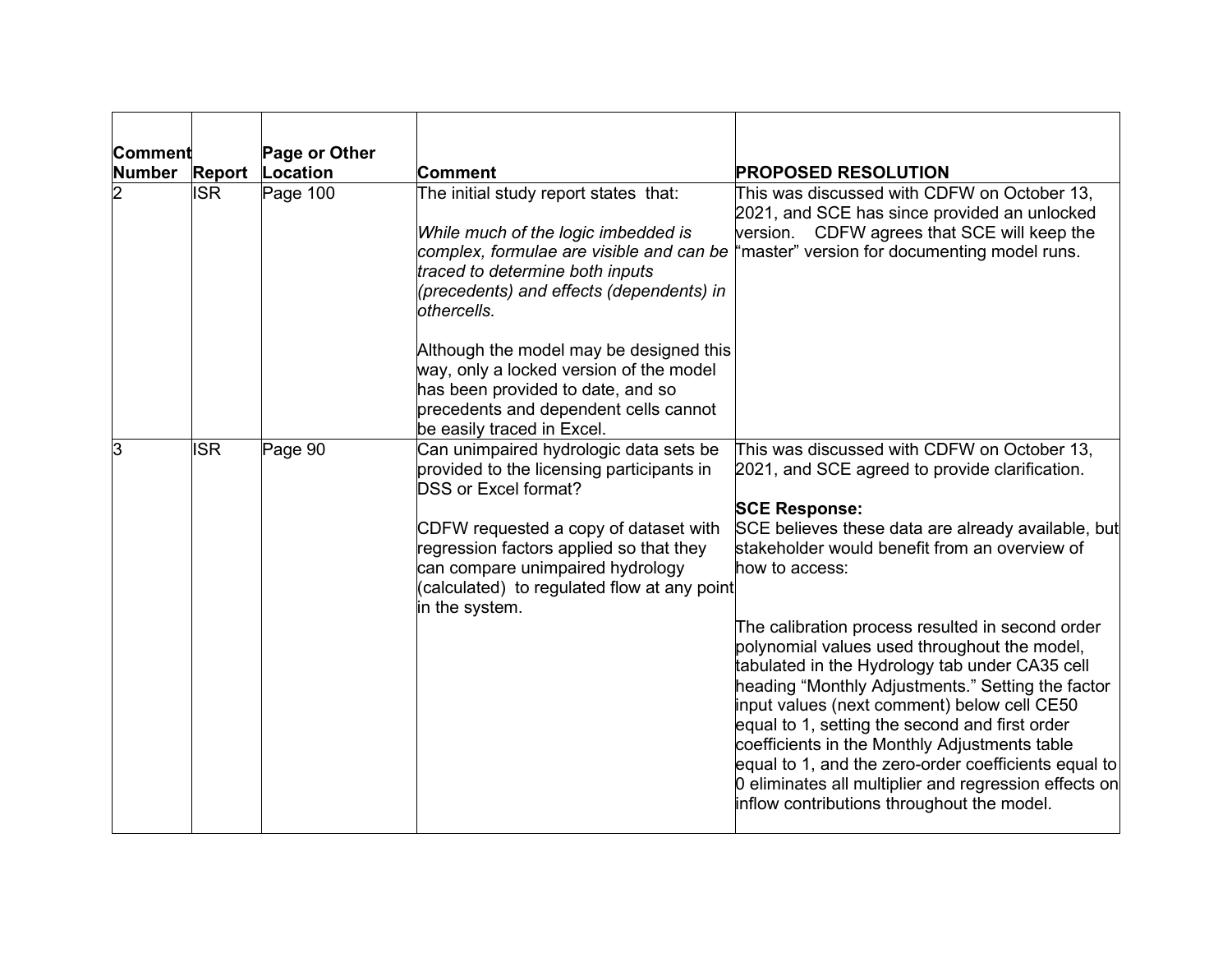| Comment Number | Report | Page or Other Location | Comment | PROPOSED RESOLUTION |
|---|---|---|---|---|
| 2 | ISR | Page 100 | The initial study report states that:<br><br>*While much of the logic imbedded is complex, formulae are visible and can be traced to determine both inputs (precedents) and effects (dependents) in othercells.*<br><br>Although the model may be designed this way, only a locked version of the model has been provided to date, and so precedents and dependent cells cannot be easily traced in Excel. | This was discussed with CDFW on October 13, 2021, and SCE has since provided an unlocked version. CDFW agrees that SCE will keep the "master" version for documenting model runs. |
| 3 | ISR | Page 90 | Can unimpaired hydrologic data sets be provided to the licensing participants in DSS or Excel format?<br><br>CDFW requested a copy of dataset with regression factors applied so that they can compare unimpaired hydrology (calculated) to regulated flow at any point in the system. | This was discussed with CDFW on October 13, 2021, and SCE agreed to provide clarification.<br><br>**SCE Response:**<br>SCE believes these data are already available, but stakeholder would benefit from an overview of how to access:<br><br>The calibration process resulted in second order polynomial values used throughout the model, tabulated in the Hydrology tab under CA35 cell heading "Monthly Adjustments." Setting the factor input values (next comment) below cell CE50 equal to 1, setting the second and first order coefficients in the Monthly Adjustments table equal to 1, and the zero-order coefficients equal to 0 eliminates all multiplier and regression effects on inflow contributions throughout the model. |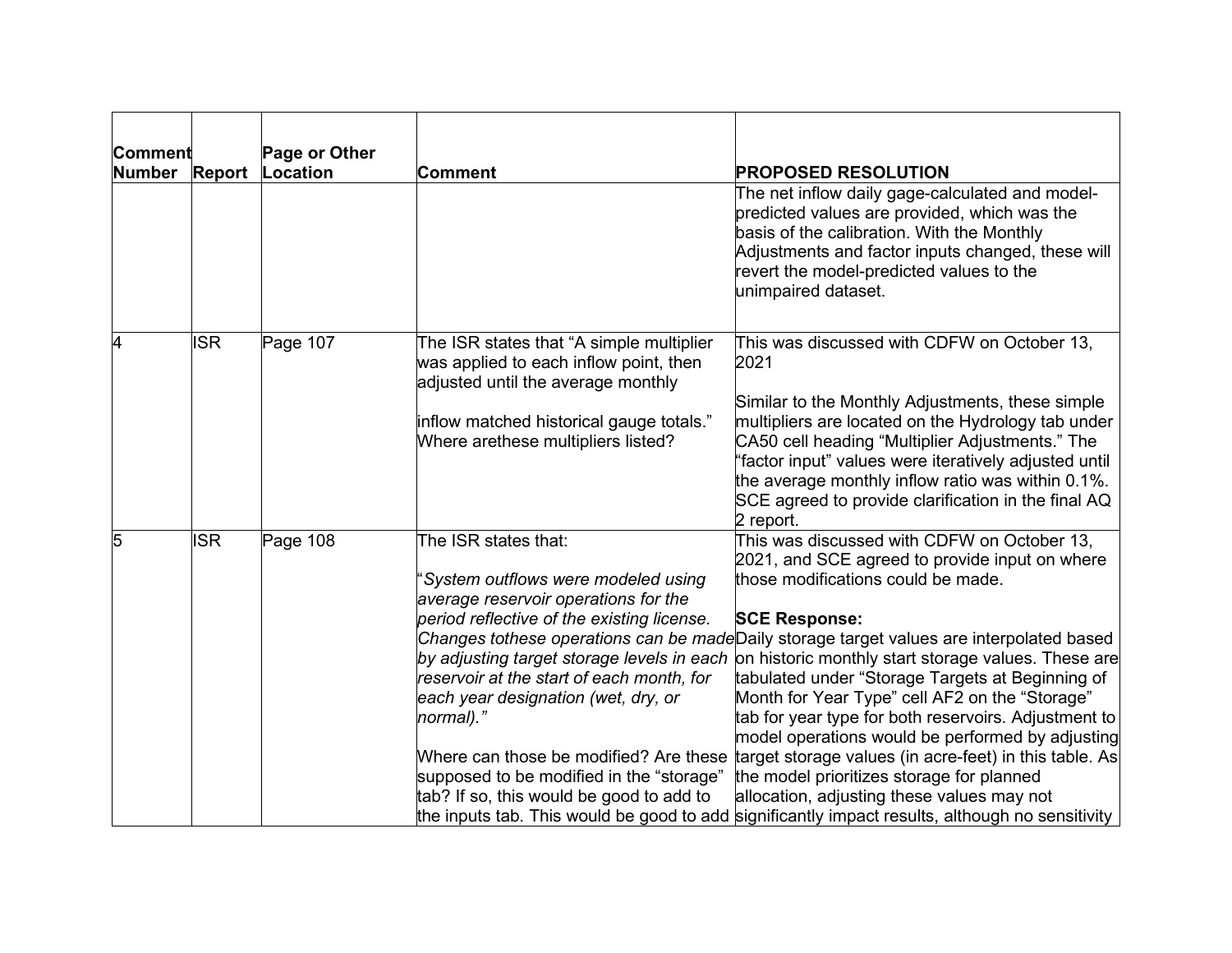| Comment Number | Report | Page or Other Location | Comment | PROPOSED RESOLUTION |
|---|---|---|---|---|
| | | | | The net inflow daily gage-calculated and model-predicted values are provided, which was the basis of the calibration. With the Monthly Adjustments and factor inputs changed, these will revert the model-predicted values to the unimpaired dataset. |
| 4 | ISR | Page 107 | The ISR states that "A simple multiplier was applied to each inflow point, then adjusted until the average monthly<br><br>inflow matched historical gauge totals." Where arethese multipliers listed? | This was discussed with CDFW on October 13, 2021<br><br>Similar to the Monthly Adjustments, these simple multipliers are located on the Hydrology tab under CA50 cell heading "Multiplier Adjustments." The "factor input" values were iteratively adjusted until the average monthly inflow ratio was within 0.1%. SCE agreed to provide clarification in the final AQ 2 report. |
| 5 | ISR | Page 108 | The ISR states that:<br><br>"*System outflows were modeled using average reservoir operations for the period reflective of the existing license. Changes tothese operations can be made by adjusting target storage levels in each reservoir at the start of each month, for each year designation (wet, dry, or normal).*"<br><br>Where can those be modified? Are these supposed to be modified in the "storage" tab? If so, this would be good to add to the inputs tab. This would be good to add | This was discussed with CDFW on October 13, 2021, and SCE agreed to provide input on where those modifications could be made.<br><br>**SCE Response:**<br>Daily storage target values are interpolated based on historic monthly start storage values. These are tabulated under "Storage Targets at Beginning of Month for Year Type" cell AF2 on the "Storage" tab for year type for both reservoirs. Adjustment to model operations would be performed by adjusting target storage values (in acre-feet) in this table. As the model prioritizes storage for planned allocation, adjusting these values may not significantly impact results, although no sensitivity |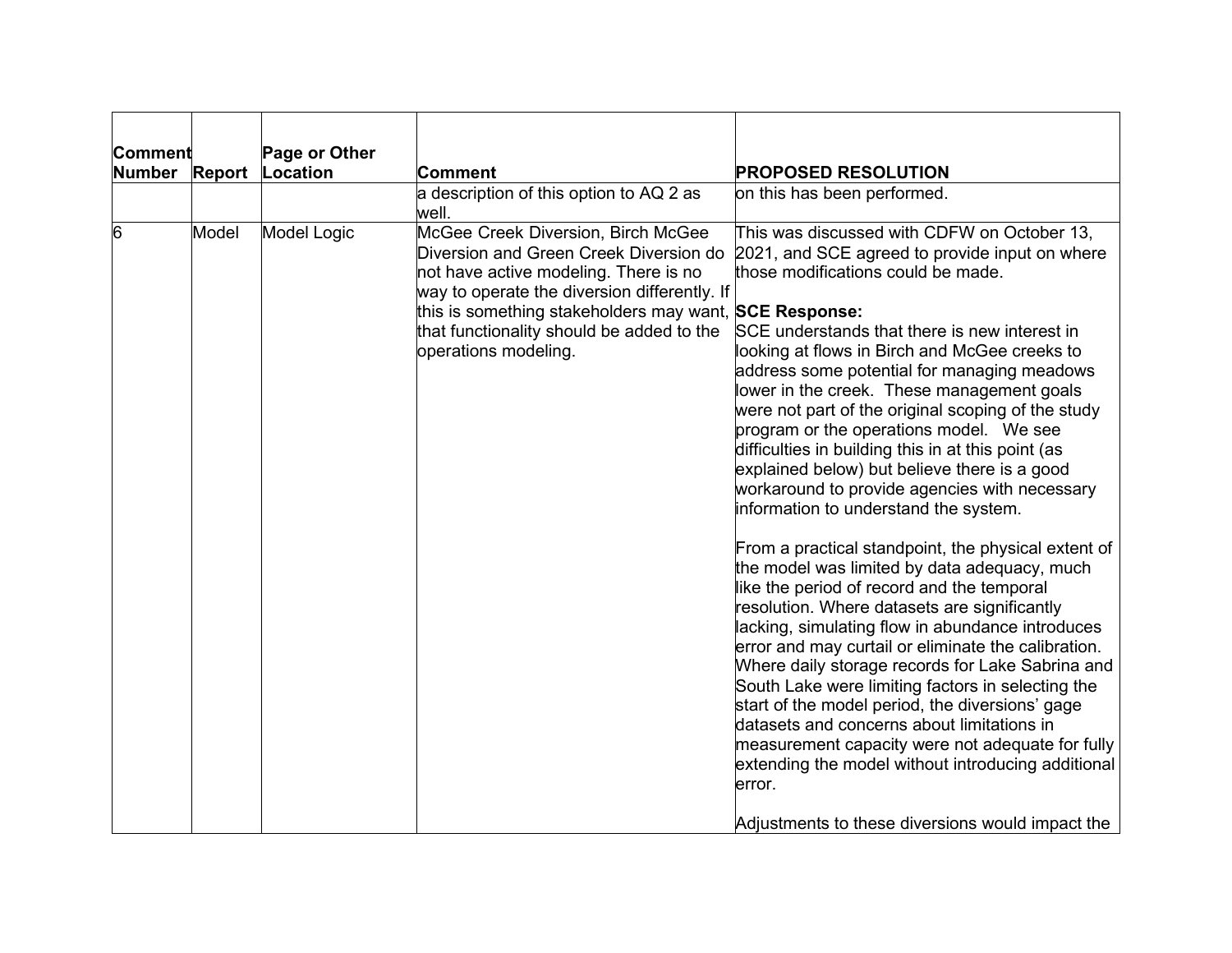| Comment Number | Report | Page or Other Location | Comment | PROPOSED RESOLUTION |
|---|---|---|---|---|
| | | | a description of this option to AQ 2 as well. | on this has been performed. |
| 6 | Model | Model Logic | McGee Creek Diversion, Birch McGee Diversion and Green Creek Diversion do not have active modeling. There is no way to operate the diversion differently. If this is something stakeholders may want, that functionality should be added to the operations modeling. | This was discussed with CDFW on October 13, 2021, and SCE agreed to provide input on where those modifications could be made.<br><br>**SCE Response:**<br>SCE understands that there is new interest in looking at flows in Birch and McGee creeks to address some potential for managing meadows lower in the creek. These management goals were not part of the original scoping of the study program or the operations model. We see difficulties in building this in at this point (as explained below) but believe there is a good workaround to provide agencies with necessary information to understand the system.<br><br>From a practical standpoint, the physical extent of the model was limited by data adequacy, much like the period of record and the temporal resolution. Where datasets are significantly lacking, simulating flow in abundance introduces error and may curtail or eliminate the calibration. Where daily storage records for Lake Sabrina and South Lake were limiting factors in selecting the start of the model period, the diversions' gage datasets and concerns about limitations in measurement capacity were not adequate for fully extending the model without introducing additional error.<br><br>Adjustments to these diversions would impact the |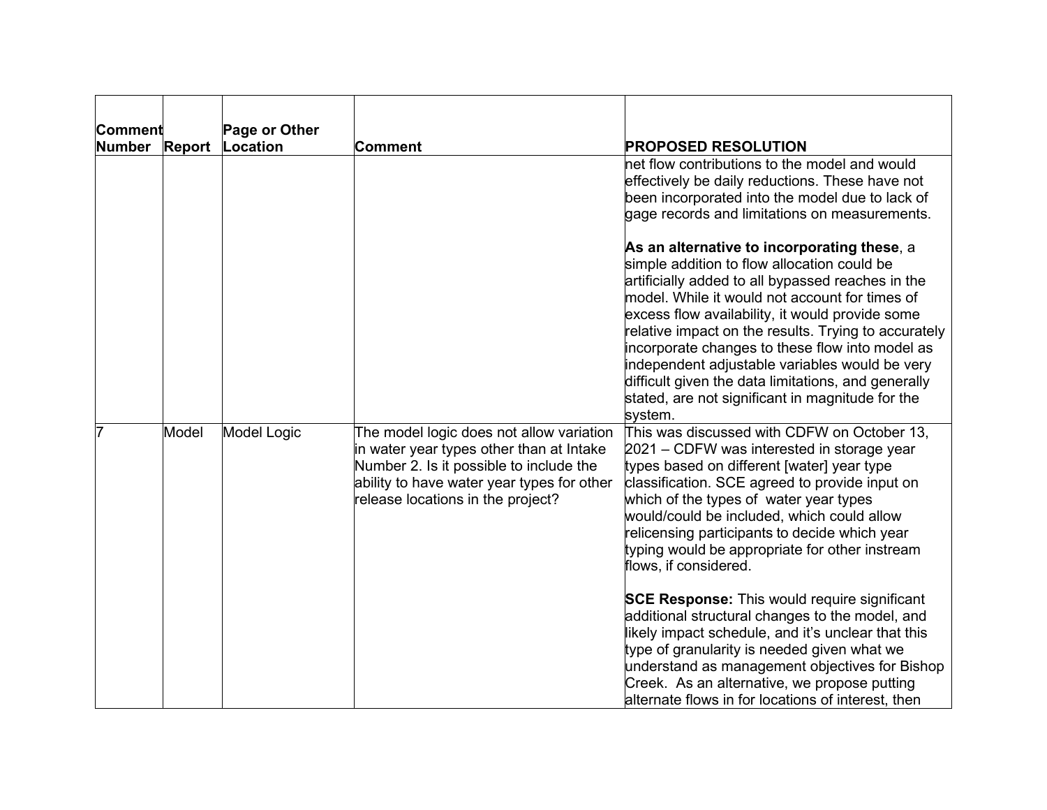| Comment Number | Report | Page or Other Location | Comment | PROPOSED RESOLUTION |
|---|---|---|---|---|
| | | | | net flow contributions to the model and would effectively be daily reductions. These have not been incorporated into the model due to lack of gage records and limitations on measurements.<br><br>**As an alternative to incorporating these**, a simple addition to flow allocation could be artificially added to all bypassed reaches in the model. While it would not account for times of excess flow availability, it would provide some relative impact on the results. Trying to accurately incorporate changes to these flow into model as independent adjustable variables would be very difficult given the data limitations, and generally stated, are not significant in magnitude for the system. |
| 7 | Model | Model Logic | The model logic does not allow variation in water year types other than at Intake Number 2. Is it possible to include the ability to have water year types for other release locations in the project? | This was discussed with CDFW on October 13, 2021 – CDFW was interested in storage year types based on different [water] year type classification. SCE agreed to provide input on which of the types of water year types would/could be included, which could allow relicensing participants to decide which year typing would be appropriate for other instream flows, if considered.<br><br>**SCE Response:** This would require significant additional structural changes to the model, and likely impact schedule, and it's unclear that this type of granularity is needed given what we understand as management objectives for Bishop Creek. As an alternative, we propose putting alternate flows in for locations of interest, then |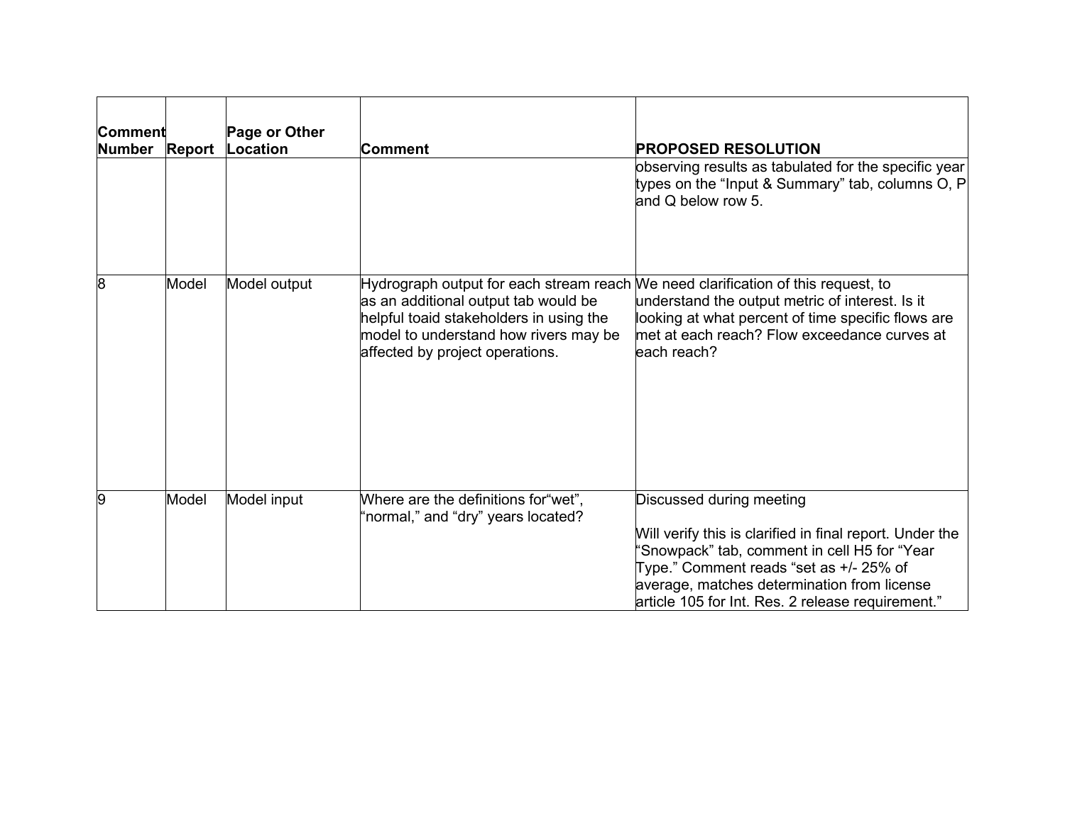| Comment Number | Report | Page or Other Location | Comment | PROPOSED RESOLUTION |
| --- | --- | --- | --- | --- |
| | | | | observing results as tabulated for the specific year types on the "Input & Summary" tab, columns O, P and Q below row 5. |
| 8 | Model | Model output | Hydrograph output for each stream reach as an additional output tab would be helpful toaid stakeholders in using the model to understand how rivers may be affected by project operations. | We need clarification of this request, to understand the output metric of interest. Is it looking at what percent of time specific flows are met at each reach? Flow exceedance curves at each reach? |
| 9 | Model | Model input | Where are the definitions for"wet", "normal," and "dry" years located? | Discussed during meeting<br><br>Will verify this is clarified in final report. Under the "Snowpack" tab, comment in cell H5 for "Year Type." Comment reads "set as +/- 25% of average, matches determination from license article 105 for Int. Res. 2 release requirement." |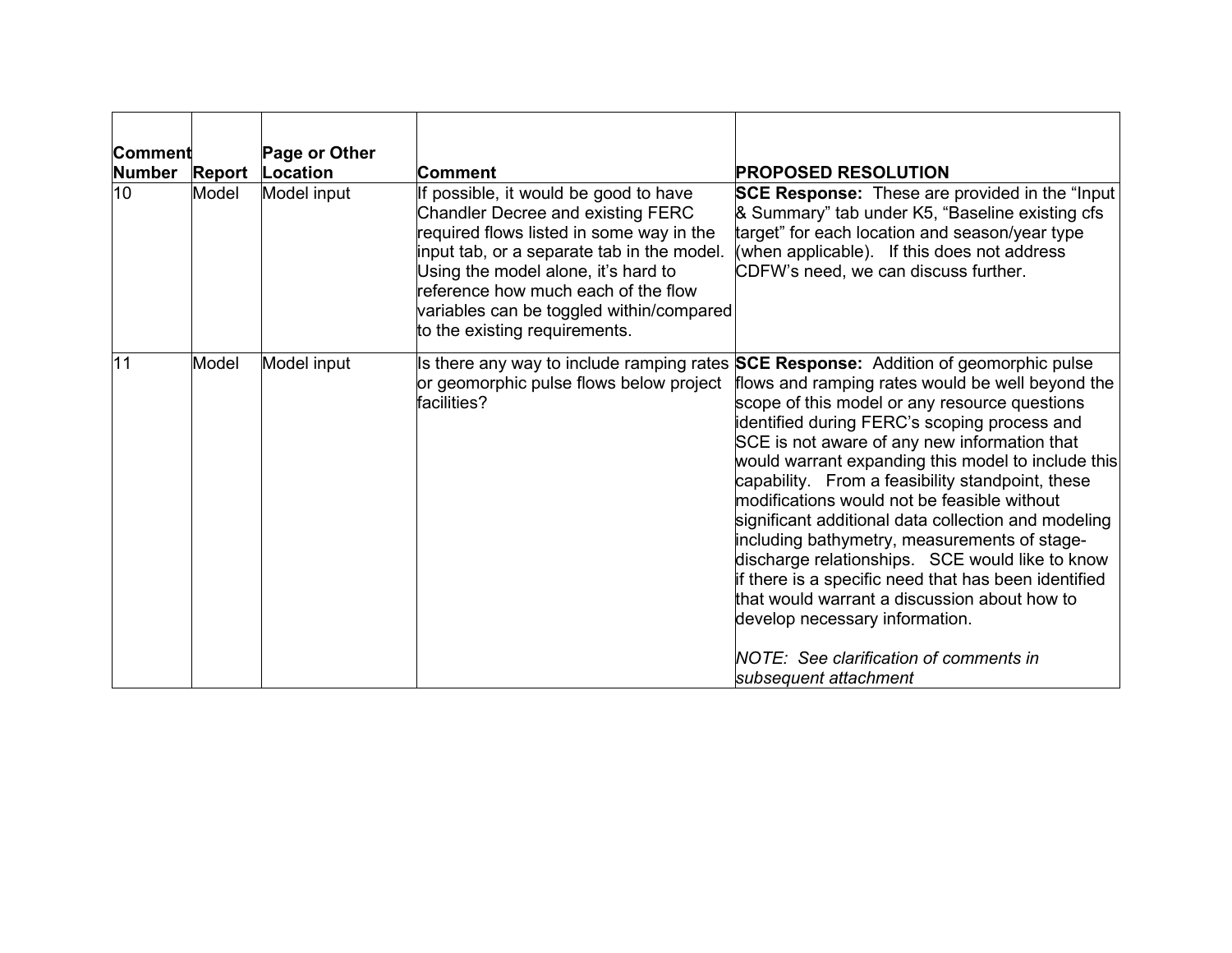| Comment Number | Report | Page or Other Location | Comment | PROPOSED RESOLUTION |
|---|---|---|---|---|
| 10 | Model | Model input | If possible, it would be good to have Chandler Decree and existing FERC required flows listed in some way in the input tab, or a separate tab in the model. Using the model alone, it's hard to reference how much each of the flow variables can be toggled within/compared to the existing requirements. | **SCE Response:** These are provided in the "Input & Summary" tab under K5, "Baseline existing cfs target" for each location and season/year type (when applicable). If this does not address CDFW's need, we can discuss further. |
| 11 | Model | Model input | Is there any way to include ramping rates or geomorphic pulse flows below project facilities? | **SCE Response:** Addition of geomorphic pulse flows and ramping rates would be well beyond the scope of this model or any resource questions identified during FERC's scoping process and SCE is not aware of any new information that would warrant expanding this model to include this capability. From a feasibility standpoint, these modifications would not be feasible without significant additional data collection and modeling including bathymetry, measurements of stage-discharge relationships. SCE would like to know if there is a specific need that has been identified that would warrant a discussion about how to develop necessary information.<br><br>*NOTE: See clarification of comments in subsequent attachment* |